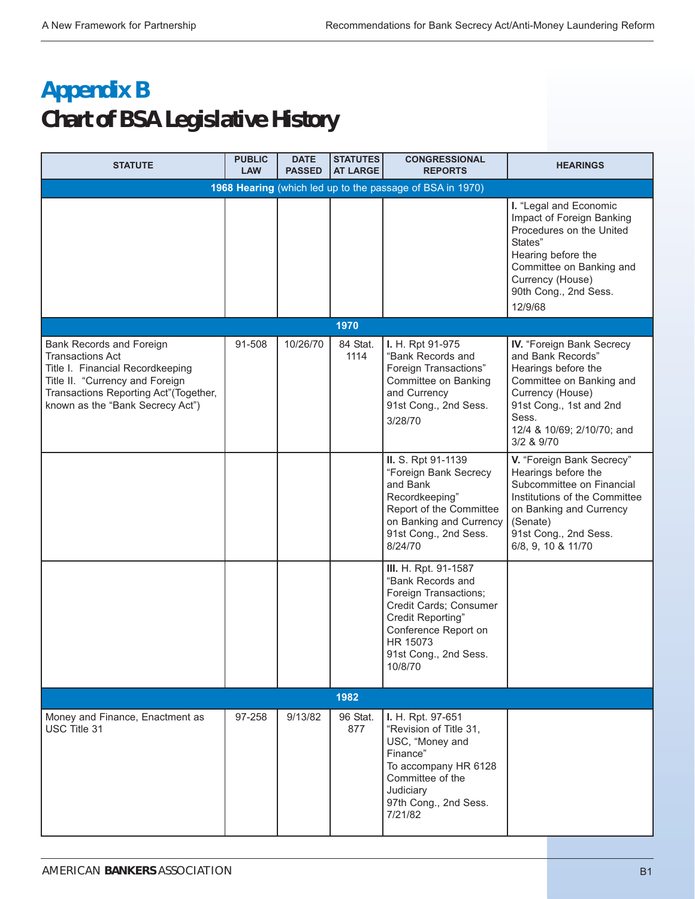# Appendix B

## Chart of BSA Legislative History

| STATUTE | PUBLIC LAW | DATE PASSED | STATUTES AT LARGE | CONGRESSIONAL REPORTS | HEARINGS |
|---|---|---|---|---|---|
| **1968 Hearing** (which led up to the passage of BSA in 1970) | | | | | |
| | | | | | **I.** "Legal and Economic Impact of Foreign Banking Procedures on the United States" Hearing before the Committee on Banking and Currency (House) 90th Cong., 2nd Sess. 12/9/68 |
| **1970** | | | | | |
| Bank Records and Foreign Transactions Act Title I. Financial Recordkeeping Title II. "Currency and Foreign Transactions Reporting Act"(Together, known as the "Bank Secrecy Act") | 91-508 | 10/26/70 | 84 Stat. 1114 | **I.** H. Rpt 91-975 "Bank Records and Foreign Transactions" Committee on Banking and Currency 91st Cong., 2nd Sess. 3/28/70 | **IV.** "Foreign Bank Secrecy and Bank Records" Hearings before the Committee on Banking and Currency (House) 91st Cong., 1st and 2nd Sess. 12/4 & 10/69; 2/10/70; and 3/2 & 9/70 |
| | | | | **II.** S. Rpt 91-1139 "Foreign Bank Secrecy and Bank Recordkeeping" Report of the Committee on Banking and Currency 91st Cong., 2nd Sess. 8/24/70 | **V.** "Foreign Bank Secrecy" Hearings before the Subcommittee on Financial Institutions of the Committee on Banking and Currency (Senate) 91st Cong., 2nd Sess. 6/8, 9, 10 & 11/70 |
| | | | | **III.** H. Rpt. 91-1587 "Bank Records and Foreign Transactions; Credit Cards; Consumer Credit Reporting" Conference Report on HR 15073 91st Cong., 2nd Sess. 10/8/70 | |
| **1982** | | | | | |
| Money and Finance, Enactment as USC Title 31 | 97-258 | 9/13/82 | 96 Stat. 877 | **I.** H. Rpt. 97-651 "Revision of Title 31, USC, "Money and Finance" To accompany HR 6128 Committee of the Judiciary 97th Cong., 2nd Sess. 7/21/82 | |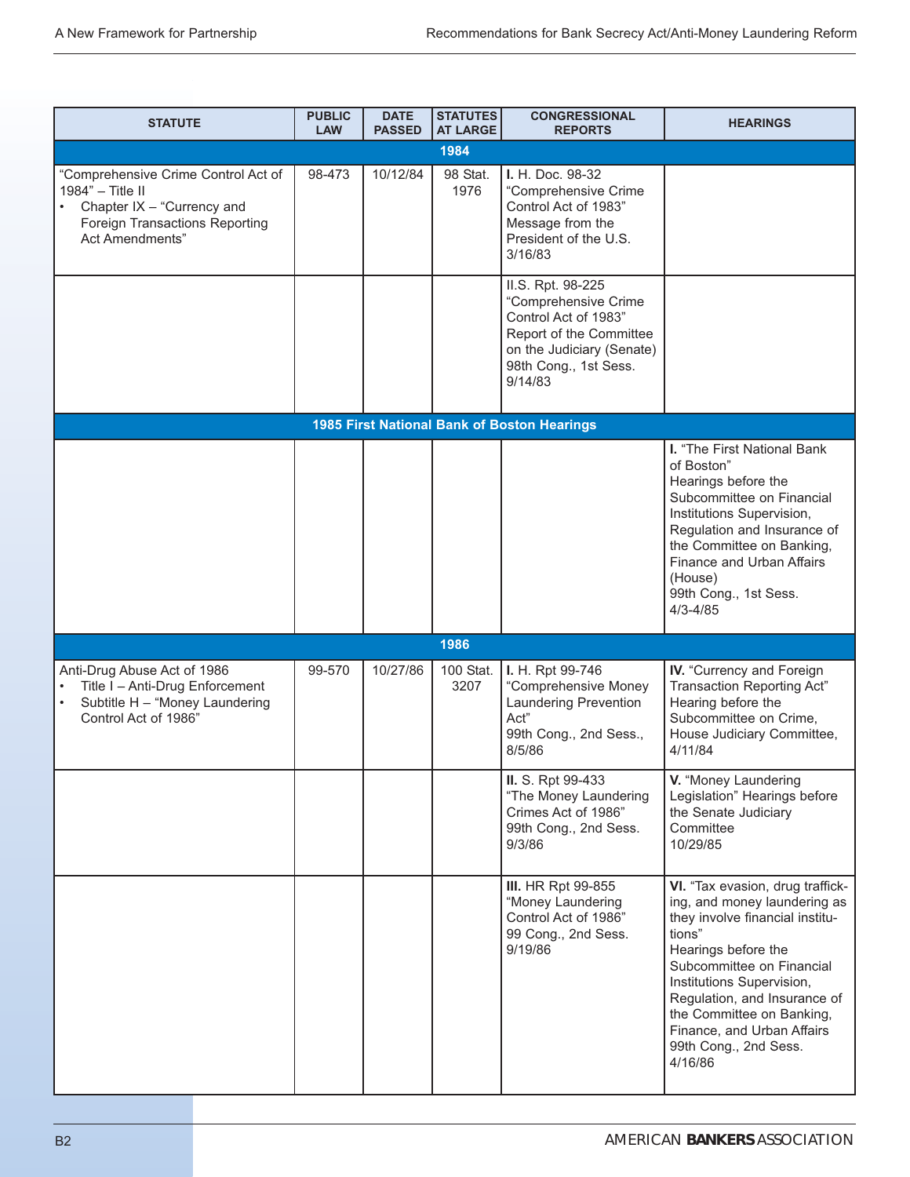| STATUTE | PUBLIC LAW | DATE PASSED | STATUTES AT LARGE | CONGRESSIONAL REPORTS | HEARINGS |
|---|---|---|---|---|---|
| **1984** | | | | | |
| "Comprehensive Crime Control Act of 1984" – Title II<br>• Chapter IX – "Currency and Foreign Transactions Reporting Act Amendments" | 98-473 | 10/12/84 | 98 Stat. 1976 | **I.** H. Doc. 98-32 "Comprehensive Crime Control Act of 1983" Message from the President of the U.S. 3/16/83 | |
| | | | | II.S. Rpt. 98-225 "Comprehensive Crime Control Act of 1983" Report of the Committee on the Judiciary (Senate) 98th Cong., 1st Sess. 9/14/83 | |
| **1985 First National Bank of Boston Hearings** | | | | | |
| | | | | | **I.** "The First National Bank of Boston" Hearings before the Subcommittee on Financial Institutions Supervision, Regulation and Insurance of the Committee on Banking, Finance and Urban Affairs (House) 99th Cong., 1st Sess. 4/3-4/85 |
| **1986** | | | | | |
| Anti-Drug Abuse Act of 1986<br>• Title I – Anti-Drug Enforcement<br>• Subtitle H – "Money Laundering Control Act of 1986" | 99-570 | 10/27/86 | 100 Stat. 3207 | **I.** H. Rpt 99-746 "Comprehensive Money Laundering Prevention Act" 99th Cong., 2nd Sess., 8/5/86 | **IV.** "Currency and Foreign Transaction Reporting Act" Hearing before the Subcommittee on Crime, House Judiciary Committee, 4/11/84 |
| | | | | **II.** S. Rpt 99-433 "The Money Laundering Crimes Act of 1986" 99th Cong., 2nd Sess. 9/3/86 | **V.** "Money Laundering Legislation" Hearings before the Senate Judiciary Committee 10/29/85 |
| | | | | **III.** HR Rpt 99-855 "Money Laundering Control Act of 1986" 99 Cong., 2nd Sess. 9/19/86 | **VI.** "Tax evasion, drug trafficking, and money laundering as they involve financial institutions" Hearings before the Subcommittee on Financial Institutions Supervision, Regulation, and Insurance of the Committee on Banking, Finance, and Urban Affairs 99th Cong., 2nd Sess. 4/16/86 |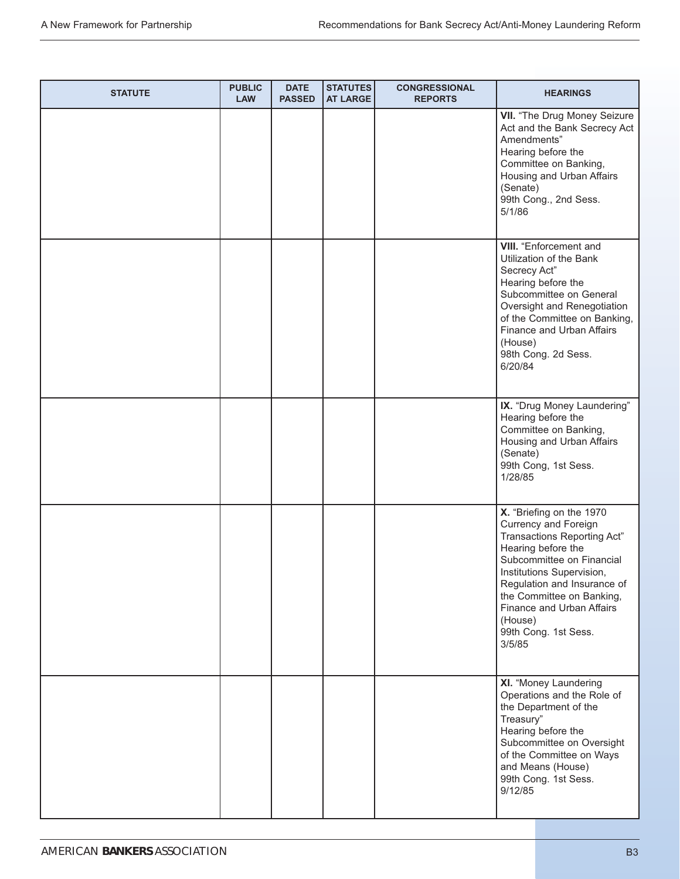| STATUTE | PUBLIC LAW | DATE PASSED | STATUTES AT LARGE | CONGRESSIONAL REPORTS | HEARINGS |
|---|---|---|---|---|---|
| | | | | | **VII.** "The Drug Money Seizure Act and the Bank Secrecy Act Amendments" Hearing before the Committee on Banking, Housing and Urban Affairs (Senate) 99th Cong., 2nd Sess. 5/1/86 |
| | | | | | **VIII.** "Enforcement and Utilization of the Bank Secrecy Act" Hearing before the Subcommittee on General Oversight and Renegotiation of the Committee on Banking, Finance and Urban Affairs (House) 98th Cong. 2d Sess. 6/20/84 |
| | | | | | **IX.** "Drug Money Laundering" Hearing before the Committee on Banking, Housing and Urban Affairs (Senate) 99th Cong, 1st Sess. 1/28/85 |
| | | | | | **X.** "Briefing on the 1970 Currency and Foreign Transactions Reporting Act" Hearing before the Subcommittee on Financial Institutions Supervision, Regulation and Insurance of the Committee on Banking, Finance and Urban Affairs (House) 99th Cong. 1st Sess. 3/5/85 |
| | | | | | **XI.** "Money Laundering Operations and the Role of the Department of the Treasury" Hearing before the Subcommittee on Oversight of the Committee on Ways and Means (House) 99th Cong. 1st Sess. 9/12/85 |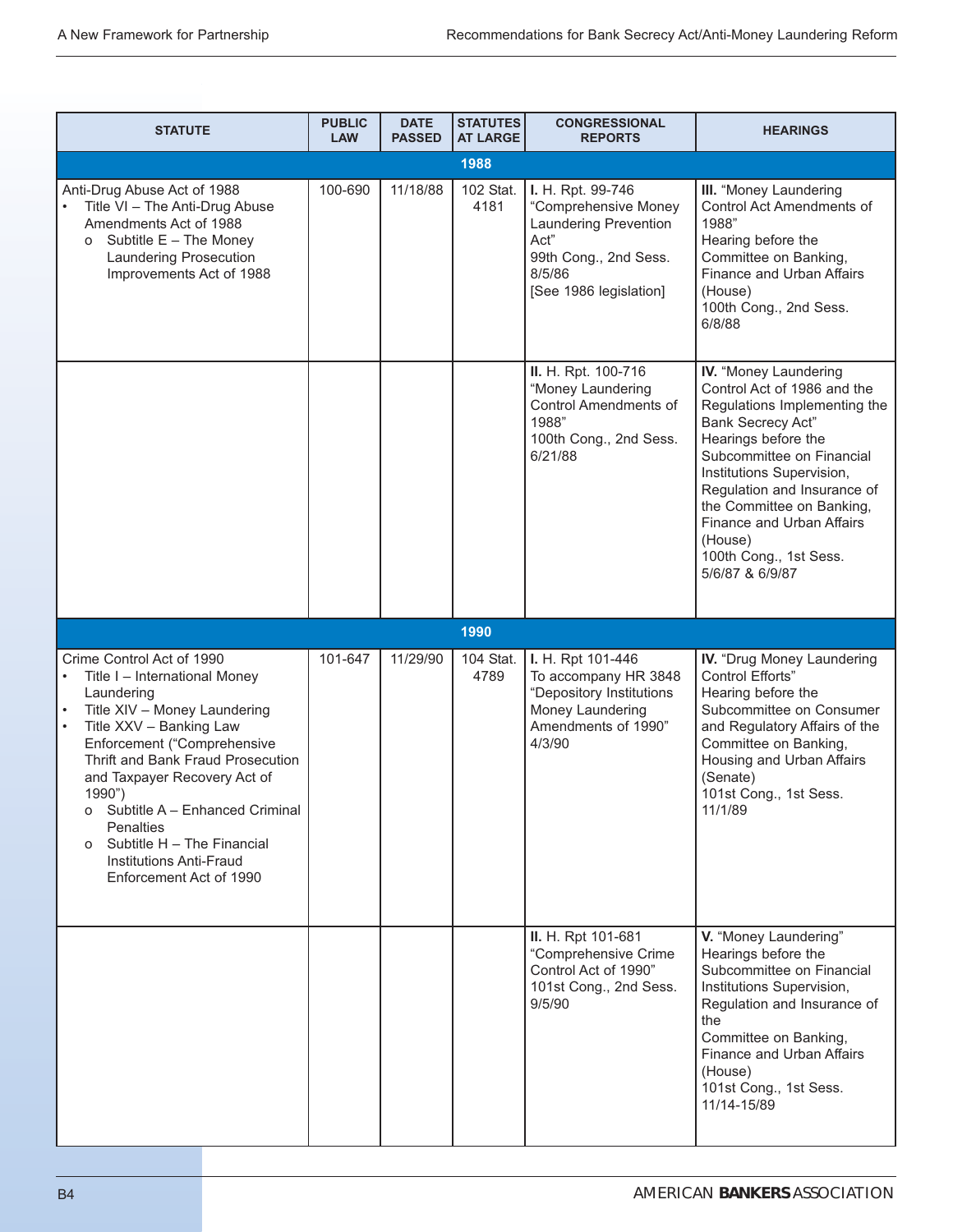| STATUTE | PUBLIC LAW | DATE PASSED | STATUTES AT LARGE | CONGRESSIONAL REPORTS | HEARINGS |
|---|---|---|---|---|---|
| **1988** | | | | | |
| Anti-Drug Abuse Act of 1988<br>• Title VI – The Anti-Drug Abuse Amendments Act of 1988<br>o Subtitle E – The Money Laundering Prosecution Improvements Act of 1988 | 100-690 | 11/18/88 | 102 Stat. 4181 | **I.** H. Rpt. 99-746 "Comprehensive Money Laundering Prevention Act" 99th Cong., 2nd Sess. 8/5/86 [See 1986 legislation] | **III.** "Money Laundering Control Act Amendments of 1988" Hearing before the Committee on Banking, Finance and Urban Affairs (House) 100th Cong., 2nd Sess. 6/8/88 |
| | | | | **II.** H. Rpt. 100-716 "Money Laundering Control Amendments of 1988" 100th Cong., 2nd Sess. 6/21/88 | **IV.** "Money Laundering Control Act of 1986 and the Regulations Implementing the Bank Secrecy Act" Hearings before the Subcommittee on Financial Institutions Supervision, Regulation and Insurance of the Committee on Banking, Finance and Urban Affairs (House) 100th Cong., 1st Sess. 5/6/87 & 6/9/87 |
| **1990** | | | | | |
| Crime Control Act of 1990<br>• Title I – International Money Laundering<br>• Title XIV – Money Laundering<br>• Title XXV – Banking Law Enforcement ("Comprehensive Thrift and Bank Fraud Prosecution and Taxpayer Recovery Act of 1990")<br>o Subtitle A – Enhanced Criminal Penalties<br>o Subtitle H – The Financial Institutions Anti-Fraud Enforcement Act of 1990 | 101-647 | 11/29/90 | 104 Stat. 4789 | **I.** H. Rpt 101-446 To accompany HR 3848 "Depository Institutions Money Laundering Amendments of 1990" 4/3/90 | **IV.** "Drug Money Laundering Control Efforts" Hearing before the Subcommittee on Consumer and Regulatory Affairs of the Committee on Banking, Housing and Urban Affairs (Senate) 101st Cong., 1st Sess. 11/1/89 |
| | | | | **II.** H. Rpt 101-681 "Comprehensive Crime Control Act of 1990" 101st Cong., 2nd Sess. 9/5/90 | **V.** "Money Laundering" Hearings before the Subcommittee on Financial Institutions Supervision, Regulation and Insurance of the Committee on Banking, Finance and Urban Affairs (House) 101st Cong., 1st Sess. 11/14-15/89 |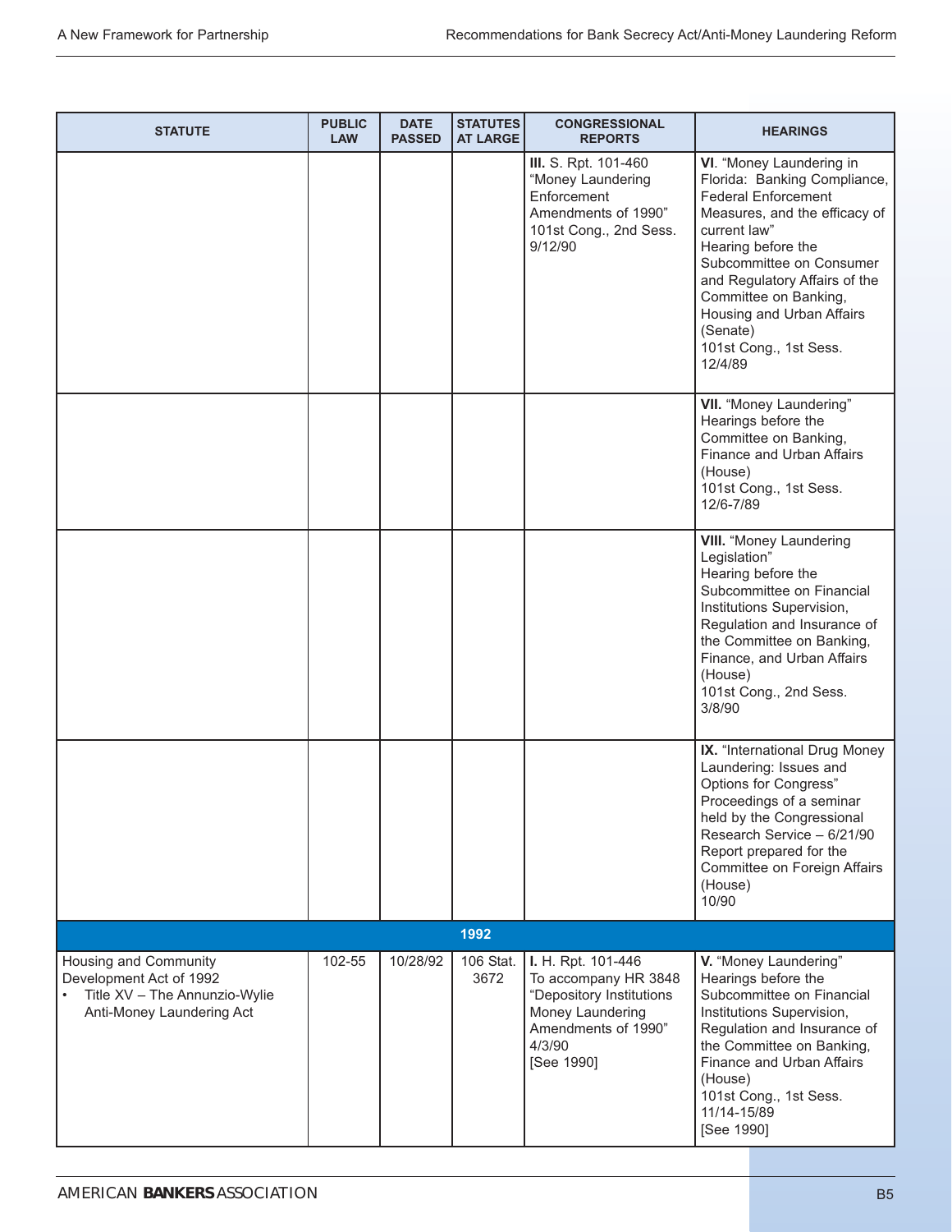| STATUTE | PUBLIC LAW | DATE PASSED | STATUTES AT LARGE | CONGRESSIONAL REPORTS | HEARINGS |
|---|---|---|---|---|---|
| | | | | **III.** S. Rpt. 101-460 "Money Laundering Enforcement Amendments of 1990" 101st Cong., 2nd Sess. 9/12/90 | **VI**. "Money Laundering in Florida: Banking Compliance, Federal Enforcement Measures, and the efficacy of current law" Hearing before the Subcommittee on Consumer and Regulatory Affairs of the Committee on Banking, Housing and Urban Affairs (Senate) 101st Cong., 1st Sess. 12/4/89 |
| | | | | | **VII.** "Money Laundering" Hearings before the Committee on Banking, Finance and Urban Affairs (House) 101st Cong., 1st Sess. 12/6-7/89 |
| | | | | | **VIII.** "Money Laundering Legislation" Hearing before the Subcommittee on Financial Institutions Supervision, Regulation and Insurance of the Committee on Banking, Finance, and Urban Affairs (House) 101st Cong., 2nd Sess. 3/8/90 |
| | | | | | **IX.** "International Drug Money Laundering: Issues and Options for Congress" Proceedings of a seminar held by the Congressional Research Service – 6/21/90 Report prepared for the Committee on Foreign Affairs (House) 10/90 |
| | | | **1992** | | |
| Housing and Community Development Act of 1992 <br>• Title XV – The Annunzio-Wylie Anti-Money Laundering Act | 102-55 | 10/28/92 | 106 Stat. 3672 | **I.** H. Rpt. 101-446 To accompany HR 3848 "Depository Institutions Money Laundering Amendments of 1990" 4/3/90 [See 1990] | **V.** "Money Laundering" Hearings before the Subcommittee on Financial Institutions Supervision, Regulation and Insurance of the Committee on Banking, Finance and Urban Affairs (House) 101st Cong., 1st Sess. 11/14-15/89 [See 1990] |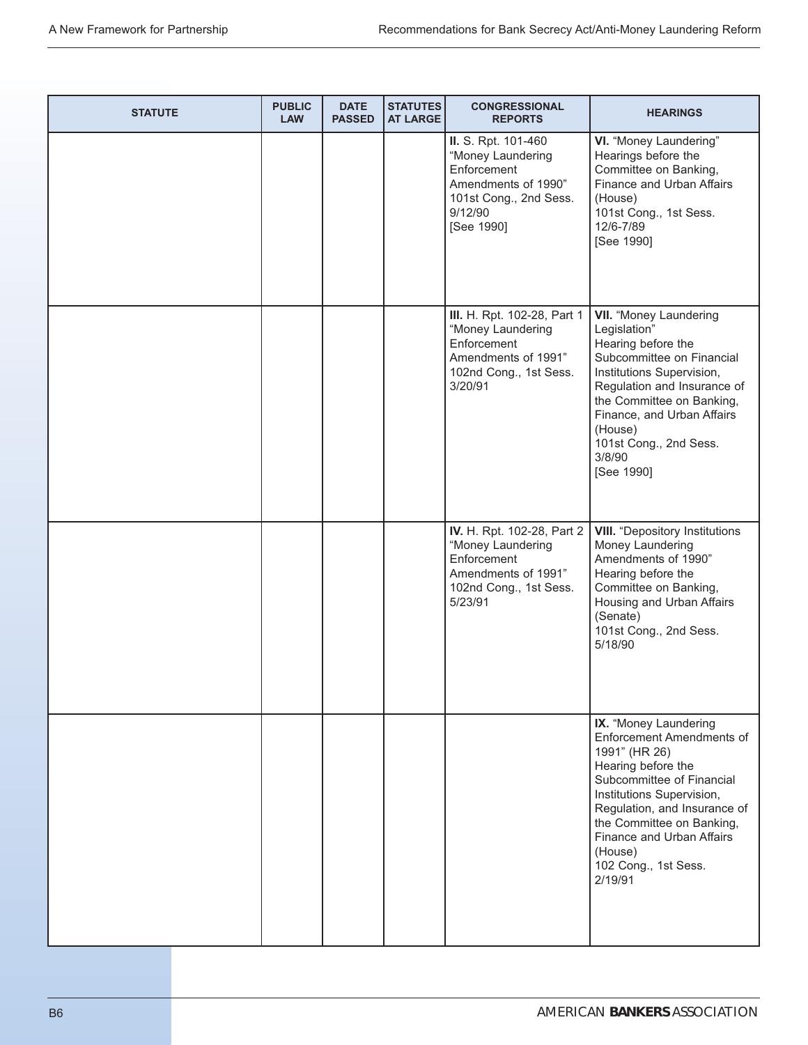| STATUTE | PUBLIC LAW | DATE PASSED | STATUTES AT LARGE | CONGRESSIONAL REPORTS | HEARINGS |
|---|---|---|---|---|---|
| | | | | **II.** S. Rpt. 101-460 "Money Laundering Enforcement Amendments of 1990" 101st Cong., 2nd Sess. 9/12/90 [See 1990] | **VI.** "Money Laundering" Hearings before the Committee on Banking, Finance and Urban Affairs (House) 101st Cong., 1st Sess. 12/6-7/89 [See 1990] |
| | | | | **III.** H. Rpt. 102-28, Part 1 "Money Laundering Enforcement Amendments of 1991" 102nd Cong., 1st Sess. 3/20/91 | **VII.** "Money Laundering Legislation" Hearing before the Subcommittee on Financial Institutions Supervision, Regulation and Insurance of the Committee on Banking, Finance, and Urban Affairs (House) 101st Cong., 2nd Sess. 3/8/90 [See 1990] |
| | | | | **IV.** H. Rpt. 102-28, Part 2 "Money Laundering Enforcement Amendments of 1991" 102nd Cong., 1st Sess. 5/23/91 | **VIII.** "Depository Institutions Money Laundering Amendments of 1990" Hearing before the Committee on Banking, Housing and Urban Affairs (Senate) 101st Cong., 2nd Sess. 5/18/90 |
| | | | | | **IX.** "Money Laundering Enforcement Amendments of 1991" (HR 26) Hearing before the Subcommittee of Financial Institutions Supervision, Regulation, and Insurance of the Committee on Banking, Finance and Urban Affairs (House) 102 Cong., 1st Sess. 2/19/91 |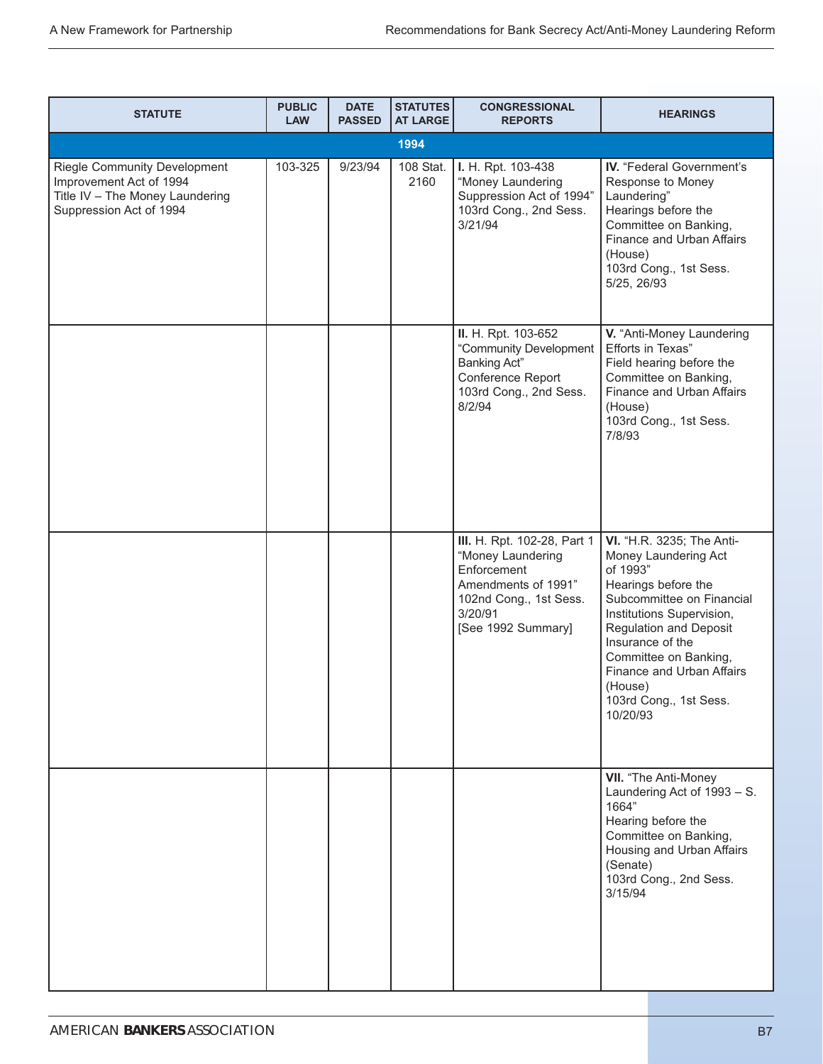| STATUTE | PUBLIC LAW | DATE PASSED | STATUTES AT LARGE | CONGRESSIONAL REPORTS | HEARINGS |
|---|---|---|---|---|---|
| **1994** | | | | | |
| Riegle Community Development Improvement Act of 1994<br>Title IV – The Money Laundering Suppression Act of 1994 | 103-325 | 9/23/94 | 108 Stat. 2160 | **I.** H. Rpt. 103-438<br>"Money Laundering Suppression Act of 1994"<br>103rd Cong., 2nd Sess.<br>3/21/94 | **IV.** "Federal Government's Response to Money Laundering"<br>Hearings before the Committee on Banking, Finance and Urban Affairs (House)<br>103rd Cong., 1st Sess.<br>5/25, 26/93 |
| | | | | **II.** H. Rpt. 103-652<br>"Community Development Banking Act"<br>Conference Report<br>103rd Cong., 2nd Sess.<br>8/2/94 | **V.** "Anti-Money Laundering Efforts in Texas"<br>Field hearing before the Committee on Banking, Finance and Urban Affairs (House)<br>103rd Cong., 1st Sess.<br>7/8/93 |
| | | | | **III.** H. Rpt. 102-28, Part 1<br>"Money Laundering Enforcement Amendments of 1991"<br>102nd Cong., 1st Sess.<br>3/20/91<br>[See 1992 Summary] | **VI.** "H.R. 3235; The Anti-Money Laundering Act of 1993"<br>Hearings before the Subcommittee on Financial Institutions Supervision, Regulation and Deposit Insurance of the Committee on Banking, Finance and Urban Affairs (House)<br>103rd Cong., 1st Sess.<br>10/20/93 |
| | | | | | **VII.** "The Anti-Money Laundering Act of 1993 – S. 1664"<br>Hearing before the Committee on Banking, Housing and Urban Affairs (Senate)<br>103rd Cong., 2nd Sess.<br>3/15/94 |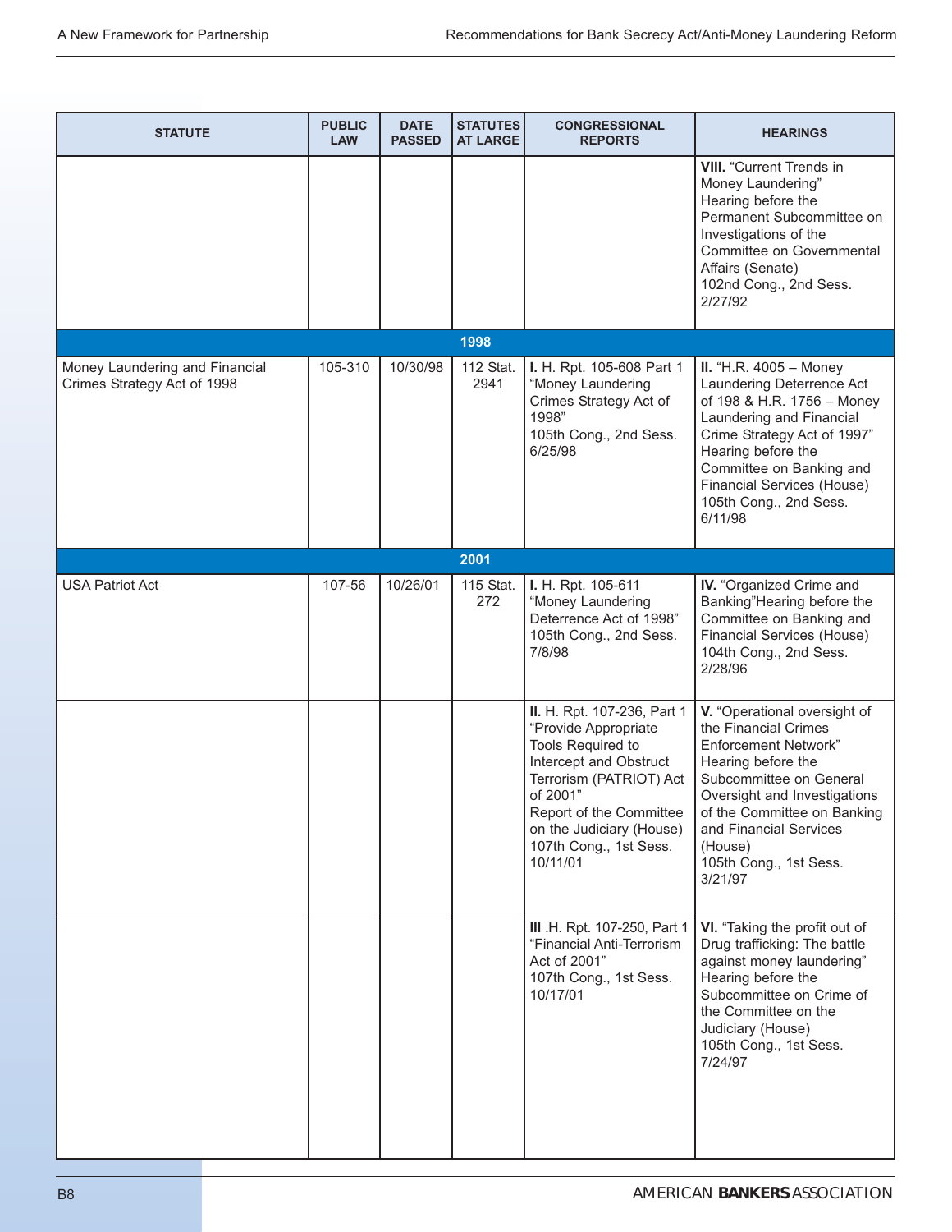| STATUTE | PUBLIC LAW | DATE PASSED | STATUTES AT LARGE | CONGRESSIONAL REPORTS | HEARINGS |
|---|---|---|---|---|---|
| | | | | | **VIII.** "Current Trends in Money Laundering" Hearing before the Permanent Subcommittee on Investigations of the Committee on Governmental Affairs (Senate) 102nd Cong., 2nd Sess. 2/27/92 |
| | | | **1998** | | |
| Money Laundering and Financial Crimes Strategy Act of 1998 | 105-310 | 10/30/98 | 112 Stat. 2941 | **I.** H. Rpt. 105-608 Part 1 "Money Laundering Crimes Strategy Act of 1998" 105th Cong., 2nd Sess. 6/25/98 | **II.** "H.R. 4005 – Money Laundering Deterrence Act of 198 & H.R. 1756 – Money Laundering and Financial Crime Strategy Act of 1997" Hearing before the Committee on Banking and Financial Services (House) 105th Cong., 2nd Sess. 6/11/98 |
| | | | **2001** | | |
| USA Patriot Act | 107-56 | 10/26/01 | 115 Stat. 272 | **I.** H. Rpt. 105-611 "Money Laundering Deterrence Act of 1998" 105th Cong., 2nd Sess. 7/8/98 | **IV.** "Organized Crime and Banking"Hearing before the Committee on Banking and Financial Services (House) 104th Cong., 2nd Sess. 2/28/96 |
| | | | | **II.** H. Rpt. 107-236, Part 1 "Provide Appropriate Tools Required to Intercept and Obstruct Terrorism (PATRIOT) Act of 2001" Report of the Committee on the Judiciary (House) 107th Cong., 1st Sess. 10/11/01 | **V.** "Operational oversight of the Financial Crimes Enforcement Network" Hearing before the Subcommittee on General Oversight and Investigations of the Committee on Banking and Financial Services (House) 105th Cong., 1st Sess. 3/21/97 |
| | | | | **III** .H. Rpt. 107-250, Part 1 "Financial Anti-Terrorism Act of 2001" 107th Cong., 1st Sess. 10/17/01 | **VI.** "Taking the profit out of Drug trafficking: The battle against money laundering" Hearing before the Subcommittee on Crime of the Committee on the Judiciary (House) 105th Cong., 1st Sess. 7/24/97 |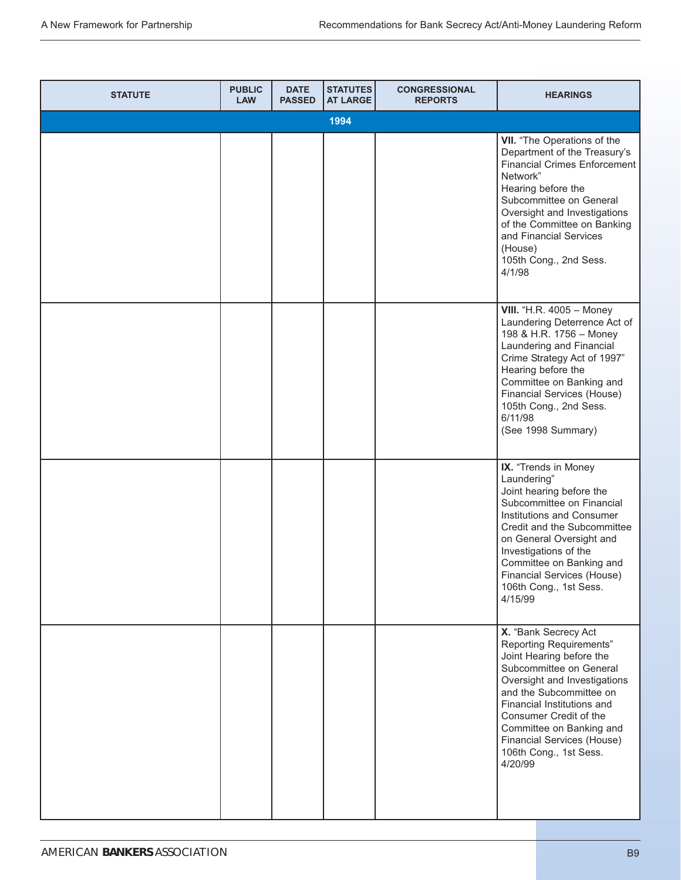| STATUTE | PUBLIC LAW | DATE PASSED | STATUTES AT LARGE | CONGRESSIONAL REPORTS | HEARINGS |
|---|---|---|---|---|---|
| **1994** | | | | | |
| | | | | | **VII.** "The Operations of the Department of the Treasury's Financial Crimes Enforcement Network" Hearing before the Subcommittee on General Oversight and Investigations of the Committee on Banking and Financial Services (House) 105th Cong., 2nd Sess. 4/1/98 |
| | | | | | **VIII.** "H.R. 4005 – Money Laundering Deterrence Act of 198 & H.R. 1756 – Money Laundering and Financial Crime Strategy Act of 1997" Hearing before the Committee on Banking and Financial Services (House) 105th Cong., 2nd Sess. 6/11/98 (See 1998 Summary) |
| | | | | | **IX.** "Trends in Money Laundering" Joint hearing before the Subcommittee on Financial Institutions and Consumer Credit and the Subcommittee on General Oversight and Investigations of the Committee on Banking and Financial Services (House) 106th Cong., 1st Sess. 4/15/99 |
| | | | | | **X.** "Bank Secrecy Act Reporting Requirements" Joint Hearing before the Subcommittee on General Oversight and Investigations and the Subcommittee on Financial Institutions and Consumer Credit of the Committee on Banking and Financial Services (House) 106th Cong., 1st Sess. 4/20/99 |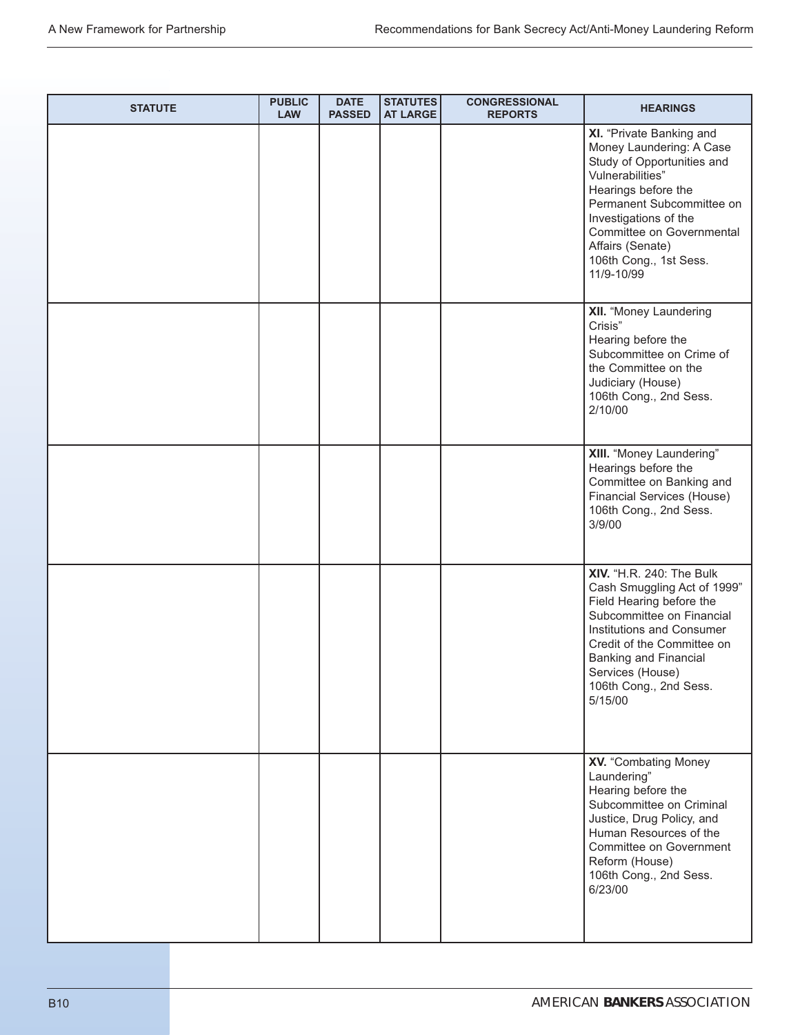| STATUTE | PUBLIC LAW | DATE PASSED | STATUTES AT LARGE | CONGRESSIONAL REPORTS | HEARINGS |
|---|---|---|---|---|---|
| | | | | | **XI.** "Private Banking and Money Laundering: A Case Study of Opportunities and Vulnerabilities" Hearings before the Permanent Subcommittee on Investigations of the Committee on Governmental Affairs (Senate) 106th Cong., 1st Sess. 11/9-10/99 |
| | | | | | **XII.** "Money Laundering Crisis" Hearing before the Subcommittee on Crime of the Committee on the Judiciary (House) 106th Cong., 2nd Sess. 2/10/00 |
| | | | | | **XIII.** "Money Laundering" Hearings before the Committee on Banking and Financial Services (House) 106th Cong., 2nd Sess. 3/9/00 |
| | | | | | **XIV.** "H.R. 240: The Bulk Cash Smuggling Act of 1999" Field Hearing before the Subcommittee on Financial Institutions and Consumer Credit of the Committee on Banking and Financial Services (House) 106th Cong., 2nd Sess. 5/15/00 |
| | | | | | **XV.** "Combating Money Laundering" Hearing before the Subcommittee on Criminal Justice, Drug Policy, and Human Resources of the Committee on Government Reform (House) 106th Cong., 2nd Sess. 6/23/00 |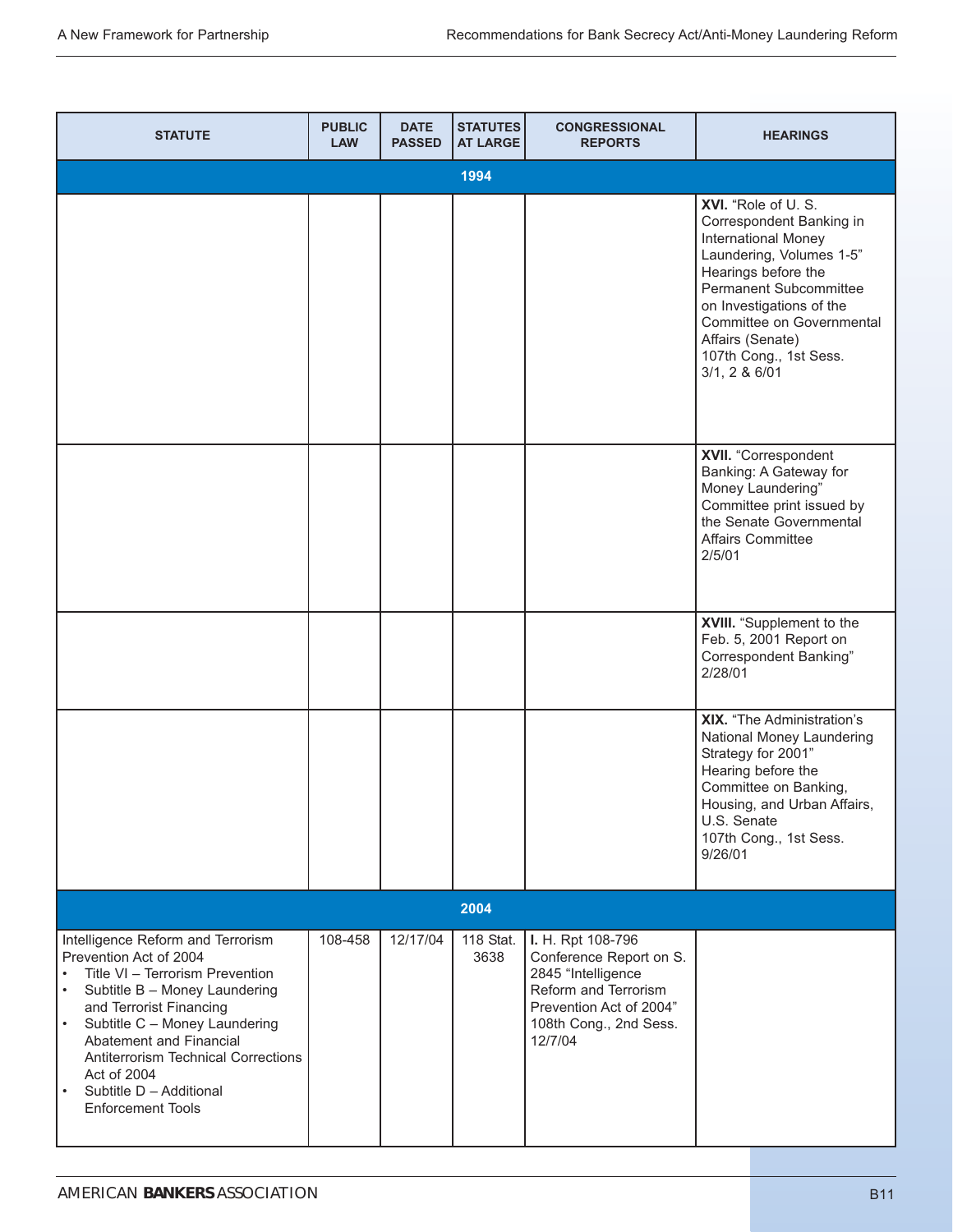| STATUTE | PUBLIC LAW | DATE PASSED | STATUTES AT LARGE | CONGRESSIONAL REPORTS | HEARINGS |
|---|---|---|---|---|---|
| **1994** | | | | | |
| | | | | | **XVI.** "Role of U. S. Correspondent Banking in International Money Laundering, Volumes 1-5" Hearings before the Permanent Subcommittee on Investigations of the Committee on Governmental Affairs (Senate) 107th Cong., 1st Sess. 3/1, 2 & 6/01 |
| | | | | | **XVII.** "Correspondent Banking: A Gateway for Money Laundering" Committee print issued by the Senate Governmental Affairs Committee 2/5/01 |
| | | | | | **XVIII.** "Supplement to the Feb. 5, 2001 Report on Correspondent Banking" 2/28/01 |
| | | | | | **XIX.** "The Administration's National Money Laundering Strategy for 2001" Hearing before the Committee on Banking, Housing, and Urban Affairs, U.S. Senate 107th Cong., 1st Sess. 9/26/01 |
| **2004** | | | | | |
| Intelligence Reform and Terrorism Prevention Act of 2004<br>• Title VI – Terrorism Prevention<br>• Subtitle B – Money Laundering and Terrorist Financing<br>• Subtitle C – Money Laundering Abatement and Financial Antiterrorism Technical Corrections Act of 2004<br>• Subtitle D – Additional Enforcement Tools | 108-458 | 12/17/04 | 118 Stat. 3638 | **I.** H. Rpt 108-796 Conference Report on S. 2845 "Intelligence Reform and Terrorism Prevention Act of 2004" 108th Cong., 2nd Sess. 12/7/04 | |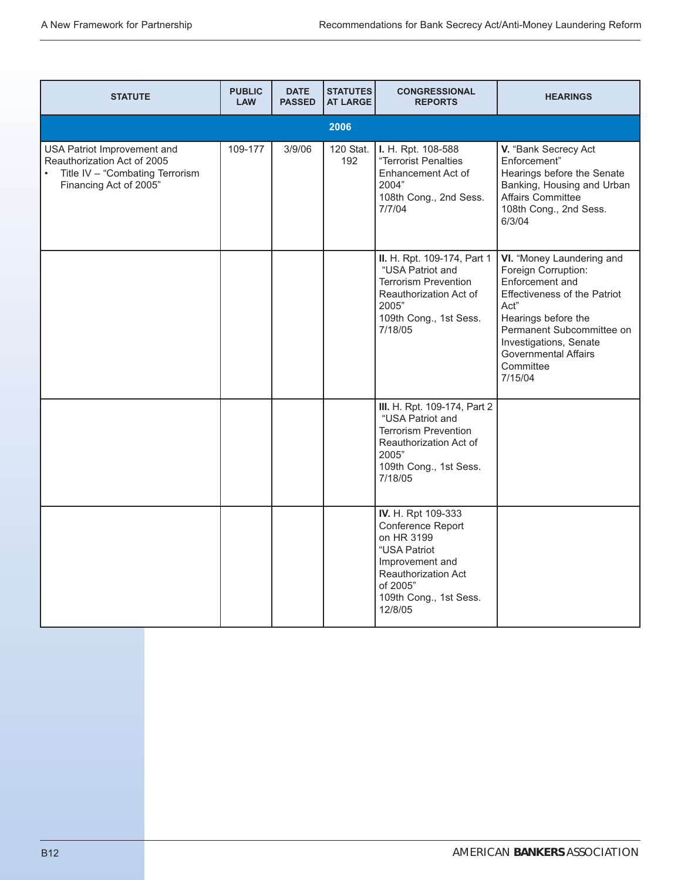| STATUTE | PUBLIC LAW | DATE PASSED | STATUTES AT LARGE | CONGRESSIONAL REPORTS | HEARINGS |
|---|---|---|---|---|---|
| **2006** | | | | | |
| USA Patriot Improvement and Reauthorization Act of 2005<br>• Title IV – "Combating Terrorism Financing Act of 2005" | 109-177 | 3/9/06 | 120 Stat. 192 | **I.** H. Rpt. 108-588 "Terrorist Penalties Enhancement Act of 2004" 108th Cong., 2nd Sess. 7/7/04 | **V.** "Bank Secrecy Act Enforcement" Hearings before the Senate Banking, Housing and Urban Affairs Committee 108th Cong., 2nd Sess. 6/3/04 |
| | | | | **II.** H. Rpt. 109-174, Part 1 "USA Patriot and Terrorism Prevention Reauthorization Act of 2005" 109th Cong., 1st Sess. 7/18/05 | **VI.** "Money Laundering and Foreign Corruption: Enforcement and Effectiveness of the Patriot Act" Hearings before the Permanent Subcommittee on Investigations, Senate Governmental Affairs Committee 7/15/04 |
| | | | | **III.** H. Rpt. 109-174, Part 2 "USA Patriot and Terrorism Prevention Reauthorization Act of 2005" 109th Cong., 1st Sess. 7/18/05 | |
| | | | | **IV.** H. Rpt 109-333 Conference Report on HR 3199 "USA Patriot Improvement and Reauthorization Act of 2005" 109th Cong., 1st Sess. 12/8/05 | |